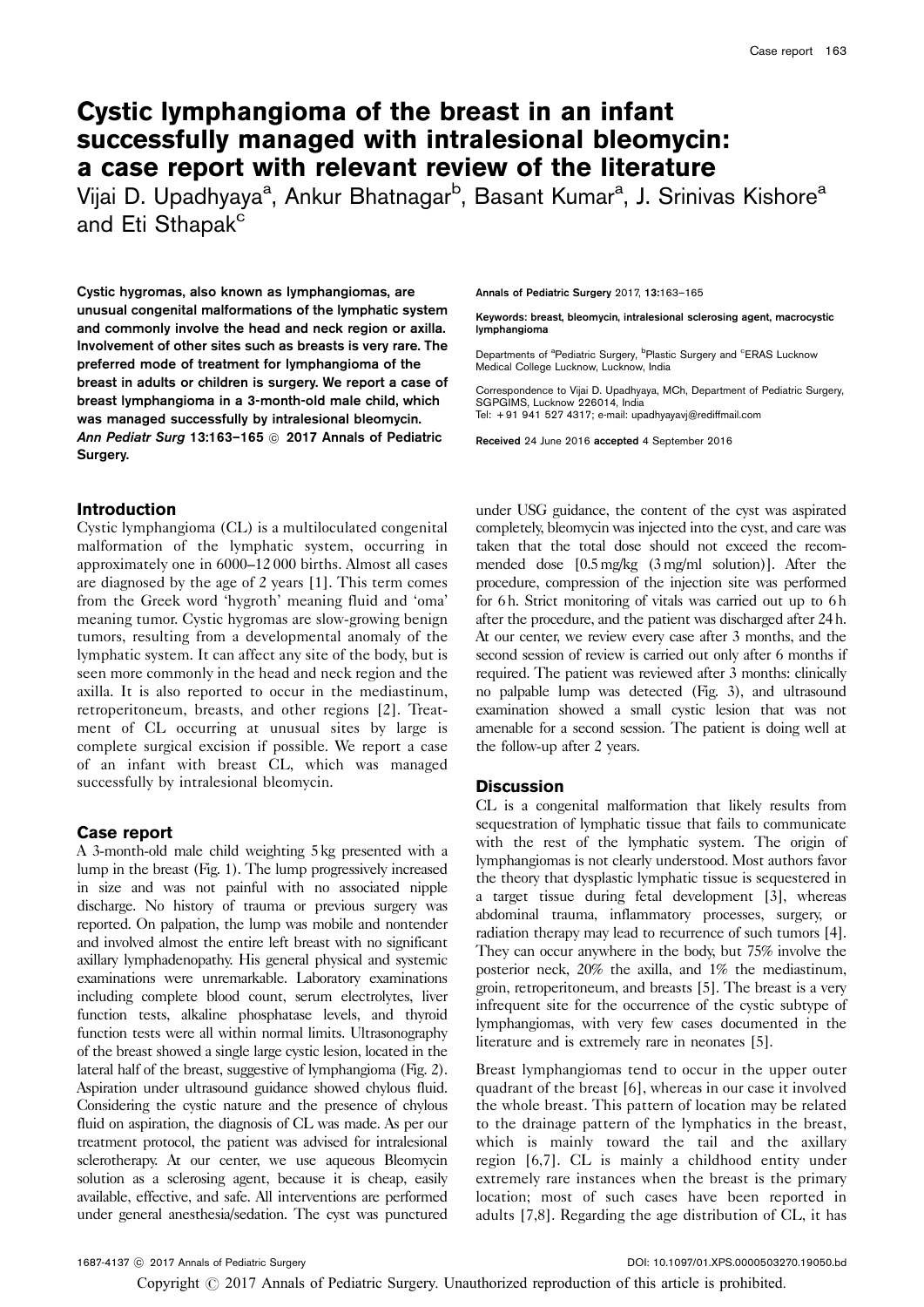# Cystic lymphangioma of the breast in an infant successfully managed with intralesional bleomycin: a case report with relevant review of the literature

Vijai D. Upadhyaya[a], Ankur Bhatnagar[b], Basant Kumar[a], J. Srinivas Kishore[a] and Eti Sthapak[c]

**Cystic hygromas, also known as lymphangiomas, are unusual congenital malformations of the lymphatic system and commonly involve the head and neck region or axilla. Involvement of other sites such as breasts is very rare. The preferred mode of treatment for lymphangioma of the breast in adults or children is surgery. We report a case of breast lymphangioma in a 3-month-old male child, which was managed successfully by intralesional bleomycin.** ***Ann Pediatr Surg* 13:163–165 © 2017 Annals of Pediatric Surgery.**

Annals of Pediatric Surgery 2017, 13:163–165

Keywords: breast, bleomycin, intralesional sclerosing agent, macrocystic lymphangioma

Departments of [a]Pediatric Surgery, [b]Plastic Surgery and [c]ERAS Lucknow Medical College Lucknow, Lucknow, India

Correspondence to Vijai D. Upadhyaya, MCh, Department of Pediatric Surgery, SGPGIMS, Lucknow 226014, India
Tel: +91 941 527 4317; e-mail: upadhyayavj@rediffmail.com

Received 24 June 2016 accepted 4 September 2016

## Introduction

Cystic lymphangioma (CL) is a multiloculated congenital malformation of the lymphatic system, occurring in approximately one in 6000–12 000 births. Almost all cases are diagnosed by the age of 2 years [1]. This term comes from the Greek word 'hygroth' meaning fluid and 'oma' meaning tumor. Cystic hygromas are slow-growing benign tumors, resulting from a developmental anomaly of the lymphatic system. It can affect any site of the body, but is seen more commonly in the head and neck region and the axilla. It is also reported to occur in the mediastinum, retroperitoneum, breasts, and other regions [2]. Treatment of CL occurring at unusual sites by large is complete surgical excision if possible. We report a case of an infant with breast CL, which was managed successfully by intralesional bleomycin.

## Case report

A 3-month-old male child weighting 5 kg presented with a lump in the breast (Fig. 1). The lump progressively increased in size and was not painful with no associated nipple discharge. No history of trauma or previous surgery was reported. On palpation, the lump was mobile and nontender and involved almost the entire left breast with no significant axillary lymphadenopathy. His general physical and systemic examinations were unremarkable. Laboratory examinations including complete blood count, serum electrolytes, liver function tests, alkaline phosphatase levels, and thyroid function tests were all within normal limits. Ultrasonography of the breast showed a single large cystic lesion, located in the lateral half of the breast, suggestive of lymphangioma (Fig. 2). Aspiration under ultrasound guidance showed chylous fluid. Considering the cystic nature and the presence of chylous fluid on aspiration, the diagnosis of CL was made. As per our treatment protocol, the patient was advised for intralesional sclerotherapy. At our center, we use aqueous Bleomycin solution as a sclerosing agent, because it is cheap, easily available, effective, and safe. All interventions are performed under general anesthesia/sedation. The cyst was punctured under USG guidance, the content of the cyst was aspirated completely, bleomycin was injected into the cyst, and care was taken that the total dose should not exceed the recommended dose [0.5 mg/kg (3 mg/ml solution)]. After the procedure, compression of the injection site was performed for 6 h. Strict monitoring of vitals was carried out up to 6 h after the procedure, and the patient was discharged after 24 h. At our center, we review every case after 3 months, and the second session of review is carried out only after 6 months if required. The patient was reviewed after 3 months: clinically no palpable lump was detected (Fig. 3), and ultrasound examination showed a small cystic lesion that was not amenable for a second session. The patient is doing well at the follow-up after 2 years.

## Discussion

CL is a congenital malformation that likely results from sequestration of lymphatic tissue that fails to communicate with the rest of the lymphatic system. The origin of lymphangiomas is not clearly understood. Most authors favor the theory that dysplastic lymphatic tissue is sequestered in a target tissue during fetal development [3], whereas abdominal trauma, inflammatory processes, surgery, or radiation therapy may lead to recurrence of such tumors [4]. They can occur anywhere in the body, but 75% involve the posterior neck, 20% the axilla, and 1% the mediastinum, groin, retroperitoneum, and breasts [5]. The breast is a very infrequent site for the occurrence of the cystic subtype of lymphangiomas, with very few cases documented in the literature and is extremely rare in neonates [5].

Breast lymphangiomas tend to occur in the upper outer quadrant of the breast [6], whereas in our case it involved the whole breast. This pattern of location may be related to the drainage pattern of the lymphatics in the breast, which is mainly toward the tail and the axillary region [6,7]. CL is mainly a childhood entity under extremely rare instances when the breast is the primary location; most of such cases have been reported in adults [7,8]. Regarding the age distribution of CL, it has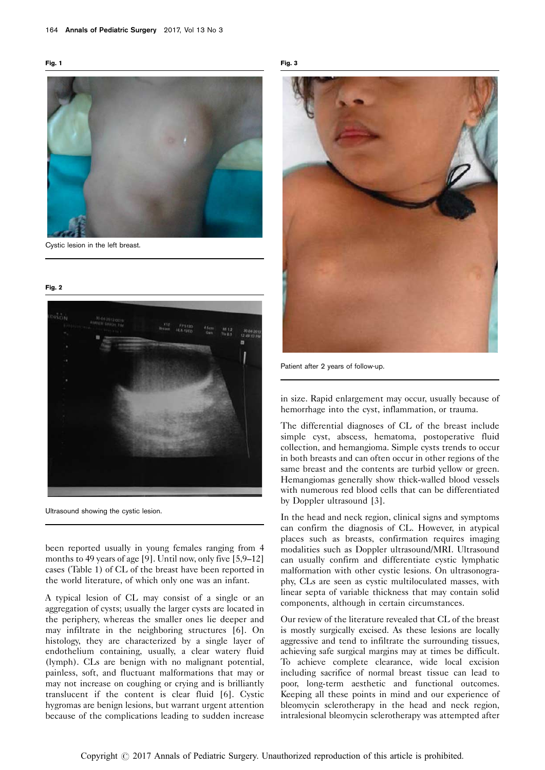**Fig. 1**

Cystic lesion in the left breast.

**Fig. 2**

Ultrasound showing the cystic lesion.

**Fig. 3**

Patient after 2 years of follow-up.

been reported usually in young females ranging from 4 months to 49 years of age [9]. Until now, only five [5,9–12] cases (Table 1) of CL of the breast have been reported in the world literature, of which only one was an infant.

A typical lesion of CL may consist of a single or an aggregation of cysts; usually the larger cysts are located in the periphery, whereas the smaller ones lie deeper and may infiltrate in the neighboring structures [6]. On histology, they are characterized by a single layer of endothelium containing, usually, a clear watery fluid (lymph). CLs are benign with no malignant potential, painless, soft, and fluctuant malformations that may or may not increase on coughing or crying and is brilliantly translucent if the content is clear fluid [6]. Cystic hygromas are benign lesions, but warrant urgent attention because of the complications leading to sudden increase in size. Rapid enlargement may occur, usually because of hemorrhage into the cyst, inflammation, or trauma.

The differential diagnoses of CL of the breast include simple cyst, abscess, hematoma, postoperative fluid collection, and hemangioma. Simple cysts trends to occur in both breasts and can often occur in other regions of the same breast and the contents are turbid yellow or green. Hemangiomas generally show thick-walled blood vessels with numerous red blood cells that can be differentiated by Doppler ultrasound [3].

In the head and neck region, clinical signs and symptoms can confirm the diagnosis of CL. However, in atypical places such as breasts, confirmation requires imaging modalities such as Doppler ultrasound/MRI. Ultrasound can usually confirm and differentiate cystic lymphatic malformation with other cystic lesions. On ultrasonography, CLs are seen as cystic multiloculated masses, with linear septa of variable thickness that may contain solid components, although in certain circumstances.

Our review of the literature revealed that CL of the breast is mostly surgically excised. As these lesions are locally aggressive and tend to infiltrate the surrounding tissues, achieving safe surgical margins may at times be difficult. To achieve complete clearance, wide local excision including sacrifice of normal breast tissue can lead to poor, long-term aesthetic and functional outcomes. Keeping all these points in mind and our experience of bleomycin sclerotherapy in the head and neck region, intralesional bleomycin sclerotherapy was attempted after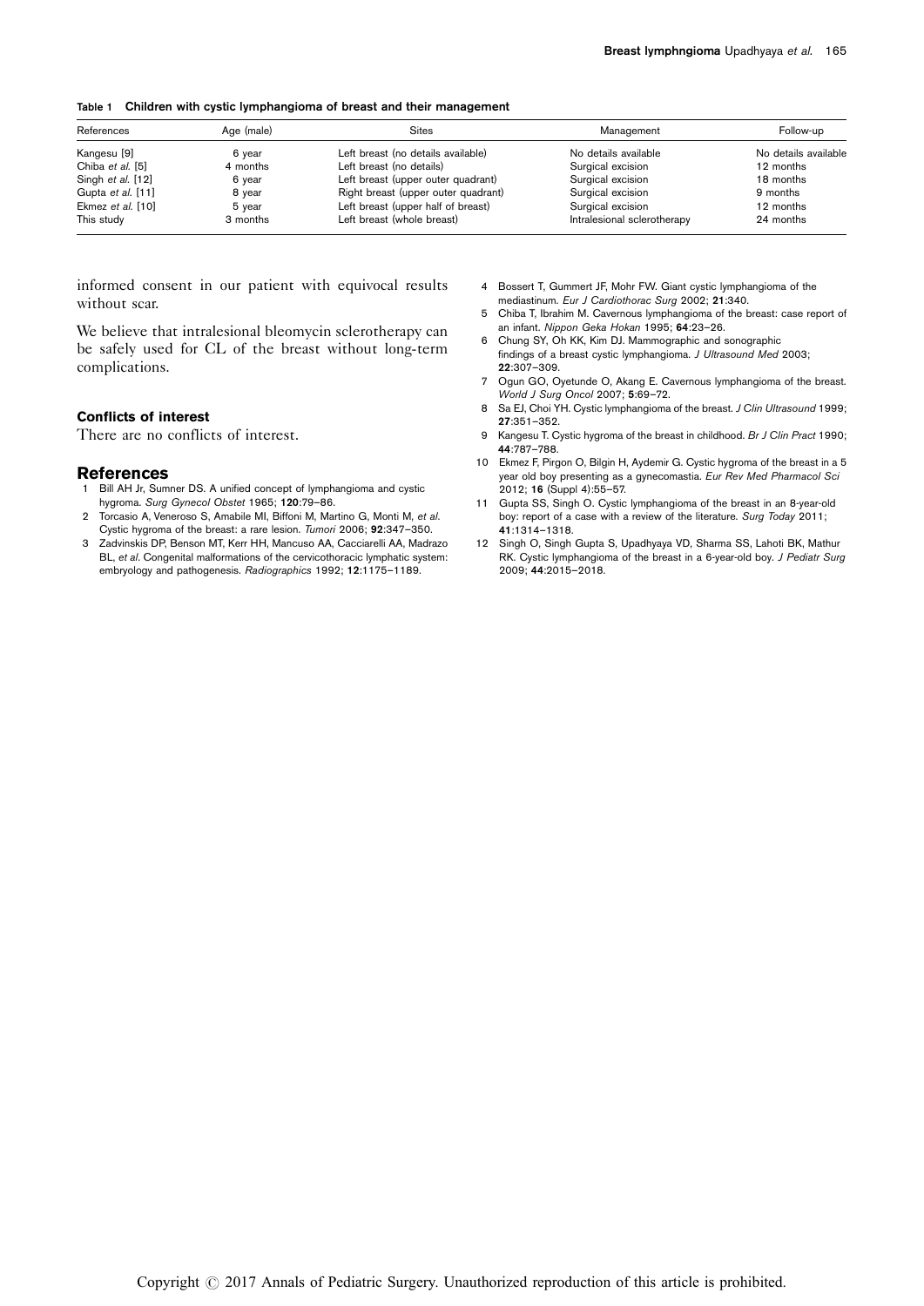**Table 1 Children with cystic lymphangioma of breast and their management**

| References | Age (male) | Sites | Management | Follow-up |
|---|---|---|---|---|
| Kangesu [9] | 6 year | Left breast (no details available) | No details available | No details available |
| Chiba *et al.* [5] | 4 months | Left breast (no details) | Surgical excision | 12 months |
| Singh *et al.* [12] | 6 year | Left breast (upper outer quadrant) | Surgical excision | 18 months |
| Gupta *et al.* [11] | 8 year | Right breast (upper outer quadrant) | Surgical excision | 9 months |
| Ekmez *et al.* [10] | 5 year | Left breast (upper half of breast) | Surgical excision | 12 months |
| This study | 3 months | Left breast (whole breast) | Intralesional sclerotherapy | 24 months |

informed consent in our patient with equivocal results without scar.

We believe that intralesional bleomycin sclerotherapy can be safely used for CL of the breast without long-term complications.

### Conflicts of interest

There are no conflicts of interest.

## References

1. Bill AH Jr, Sumner DS. A unified concept of lymphangioma and cystic hygroma. *Surg Gynecol Obstet* 1965; **120**:79–86.
2. Torcasio A, Veneroso S, Amabile MI, Biffoni M, Martino G, Monti M, *et al.* Cystic hygroma of the breast: a rare lesion. *Tumori* 2006; **92**:347–350.
3. Zadvinskis DP, Benson MT, Kerr HH, Mancuso AA, Cacciarelli AA, Madrazo BL, *et al.* Congenital malformations of the cervicothoracic lymphatic system: embryology and pathogenesis. *Radiographics* 1992; **12**:1175–1189.
4. Bossert T, Gummert JF, Mohr FW. Giant cystic lymphangioma of the mediastinum. *Eur J Cardiothorac Surg* 2002; **21**:340.
5. Chiba T, Ibrahim M. Cavernous lymphangioma of the breast: case report of an infant. *Nippon Geka Hokan* 1995; **64**:23–26.
6. Chung SY, Oh KK, Kim DJ. Mammographic and sonographic findings of a breast cystic lymphangioma. *J Ultrasound Med* 2003; **22**:307–309.
7. Ogun GO, Oyetunde O, Akang E. Cavernous lymphangioma of the breast. *World J Surg Oncol* 2007; **5**:69–72.
8. Sa EJ, Choi YH. Cystic lymphangioma of the breast. *J Clin Ultrasound* 1999; **27**:351–352.
9. Kangesu T. Cystic hygroma of the breast in childhood. *Br J Clin Pract* 1990; **44**:787–788.
10. Ekmez F, Pirgon O, Bilgin H, Aydemir G. Cystic hygroma of the breast in a 5 year old boy presenting as a gynecomastia. *Eur Rev Med Pharmacol Sci* 2012; **16** (Suppl 4):55–57.
11. Gupta SS, Singh O. Cystic lymphangioma of the breast in an 8-year-old boy: report of a case with a review of the literature. *Surg Today* 2011; **41**:1314–1318.
12. Singh O, Singh Gupta S, Upadhyaya VD, Sharma SS, Lahoti BK, Mathur RK. Cystic lymphangioma of the breast in a 6-year-old boy. *J Pediatr Surg* 2009; **44**:2015–2018.